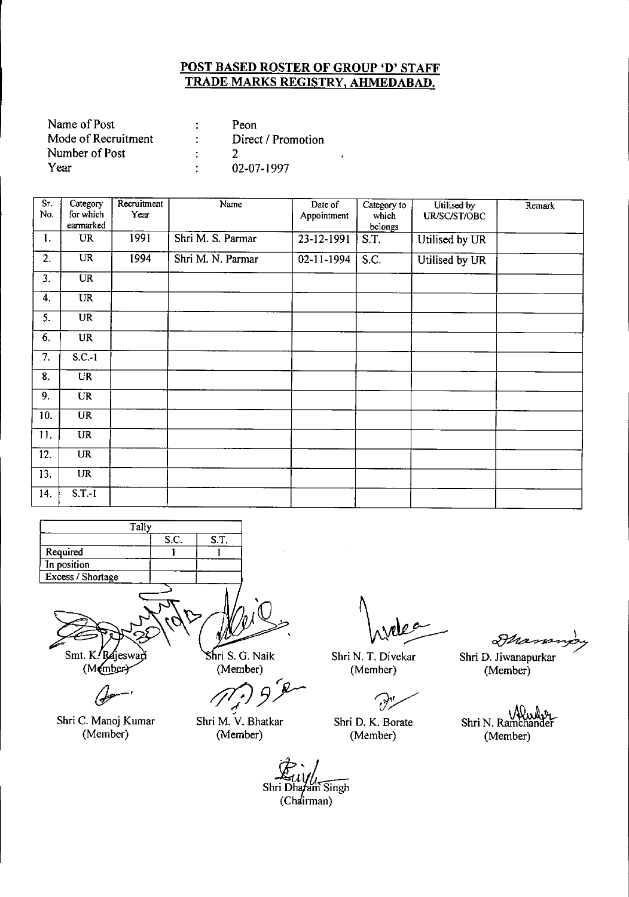## POST BASED ROSTER OF GROUP 'D' STAFF
## TRADE MARKS REGISTRY, AHMEDABAD.

Name of Post : Peon
Mode of Recruitment : Direct / Promotion
Number of Post : 2
Year : 02-07-1997

| Sr. No. | Category for which earmarked | Recruitment Year | Name | Date of Appointment | Category to which belongs | Utilised by UR/SC/ST/OBC | Remark |
|---|---|---|---|---|---|---|---|
| 1. | UR | 1991 | Shri M. S. Parmar | 23-12-1991 | S.T. | Utilised by UR | |
| 2. | UR | 1994 | Shri M. N. Parmar | 02-11-1994 | S.C. | Utilised by UR | |
| 3. | UR | | | | | | |
| 4. | UR | | | | | | |
| 5. | UR | | | | | | |
| 6. | UR | | | | | | |
| 7. | S.C.-1 | | | | | | |
| 8. | UR | | | | | | |
| 9. | UR | | | | | | |
| 10. | UR | | | | | | |
| 11. | UR | | | | | | |
| 12. | UR | | | | | | |
| 13. | UR | | | | | | |
| 14. | S.T.-I | | | | | | |

| Tally | | |
|---|---|---|
| | S.C. | S.T. |
| Required | 1 | 1 |
| In position | | |
| Excess / Shortage | | |

Smt. K. Rajeswari (Member)

Shri S. G. Naik (Member)

Shri N. T. Divekar (Member)

Shri D. Jiwanapurkar (Member)

Shri C. Manoj Kumar (Member)

Shri M. V. Bhatkar (Member)

Shri D. K. Borate (Member)

Shri N. Ramchander (Member)

Shri Dharam Singh (Chairman)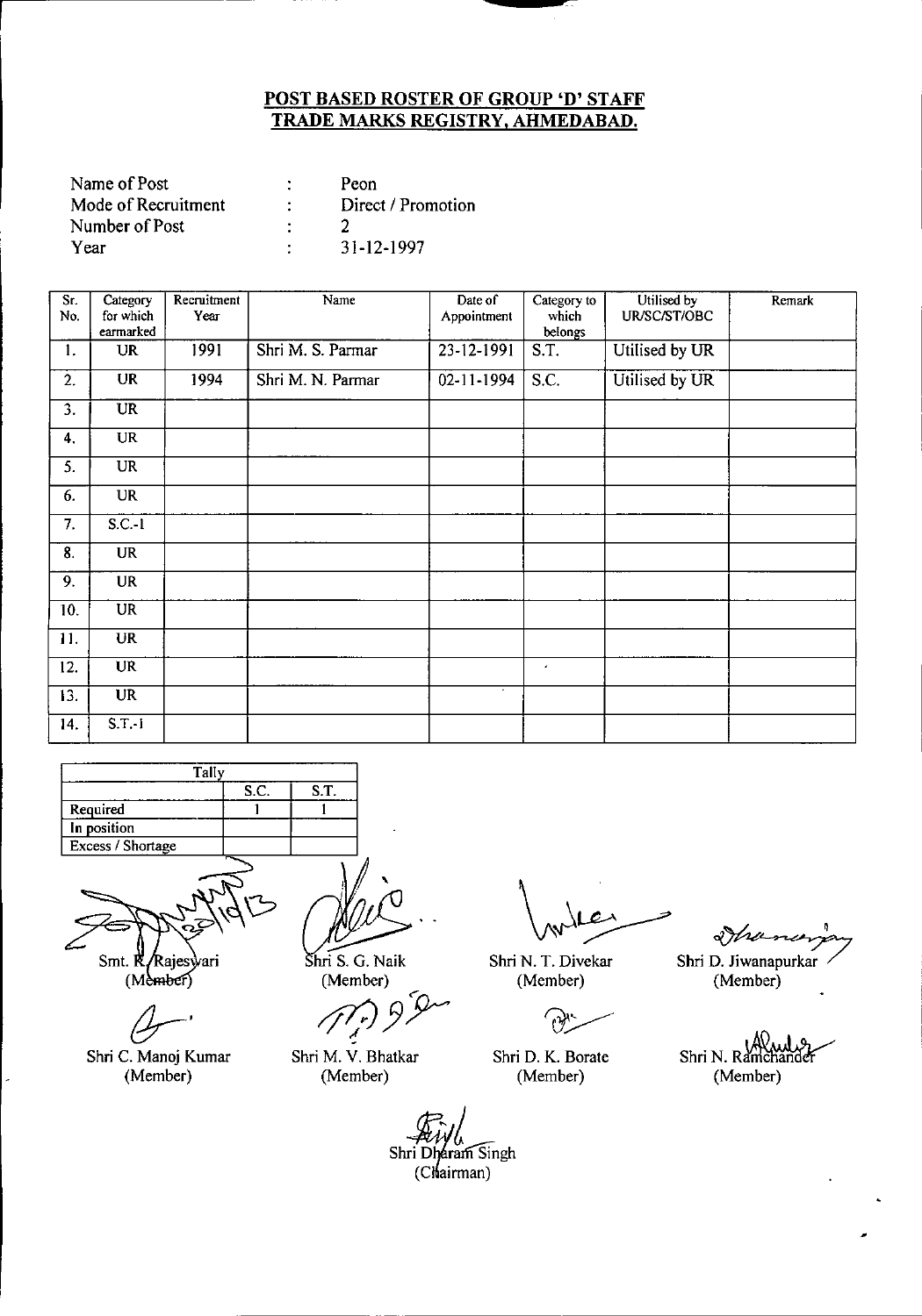**POST BASED ROSTER OF GROUP 'D' STAFF**
**TRADE MARKS REGISTRY, AHMEDABAD.**

Name of Post : Peon
Mode of Recruitment : Direct / Promotion
Number of Post : 2
Year : 31-12-1997

| Sr. No. | Category for which earmarked | Recruitment Year | Name | Date of Appointment | Category to which belongs | Utilised by UR/SC/ST/OBC | Remark |
|---|---|---|---|---|---|---|---|
| 1. | UR | 1991 | Shri M. S. Parmar | 23-12-1991 | S.T. | Utilised by UR | |
| 2. | UR | 1994 | Shri M. N. Parmar | 02-11-1994 | S.C. | Utilised by UR | |
| 3. | UR | | | | | | |
| 4. | UR | | | | | | |
| 5. | UR | | | | | | |
| 6. | UR | | | | | | |
| 7. | S.C.-1 | | | | | | |
| 8. | UR | | | | | | |
| 9. | UR | | | | | | |
| 10. | UR | | | | | | |
| 11. | UR | | | | | | |
| 12. | UR | | | | | | |
| 13. | UR | | | | | | |
| 14. | S.T.-1 | | | | | | |

| Tally | S.C. | S.T. |
|---|---|---|
| Required | 1 | 1 |
| In position | | |
| Excess / Shortage | | |

Smt. R. Rajeswari (Member)

Shri S. G. Naik (Member)

Shri N. T. Divekar (Member)

Shri D. Jiwanapurkar (Member)

Shri C. Manoj Kumar (Member)

Shri M. V. Bhatkar (Member)

Shri D. K. Borate (Member)

Shri N. Ramchander (Member)

Shri Dharam Singh (Chairman)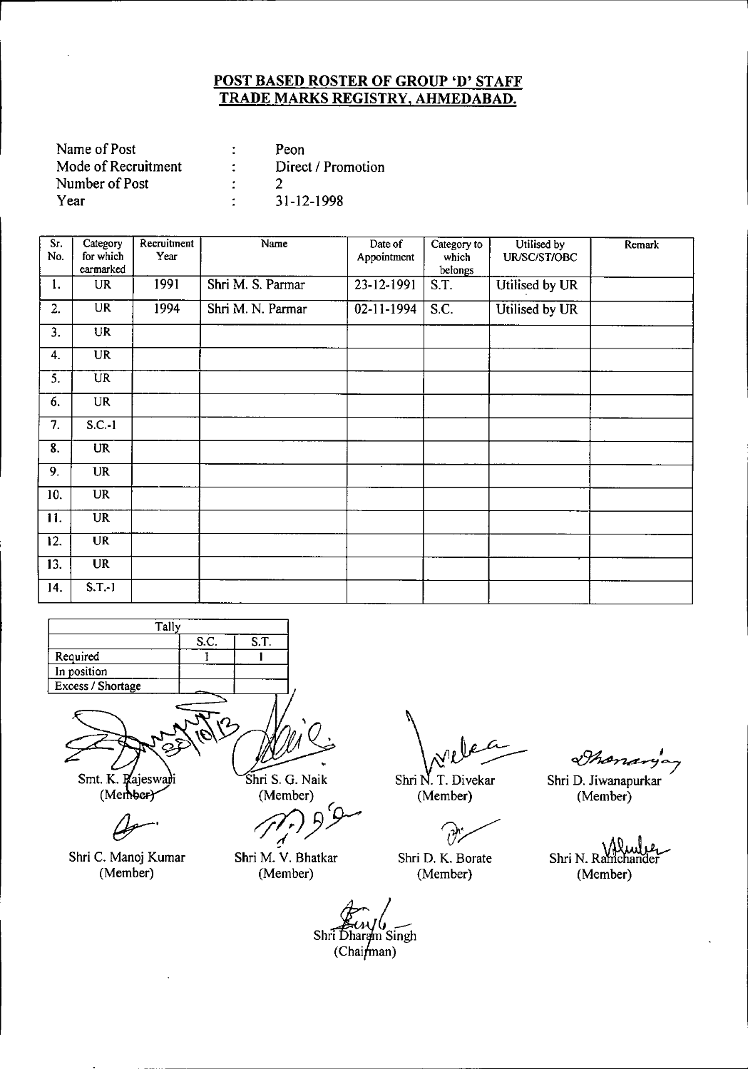**POST BASED ROSTER OF GROUP 'D' STAFF**
**TRADE MARKS REGISTRY, AHMEDABAD.**

| | | |
|---|---|---|
| Name of Post | : | Peon |
| Mode of Recruitment | : | Direct / Promotion |
| Number of Post | : | 2 |
| Year | : | 31-12-1998 |

| Sr. No. | Category for which earmarked | Recruitment Year | Name | Date of Appointment | Category to which belongs | Utilised by UR/SC/ST/OBC | Remark |
|---|---|---|---|---|---|---|---|
| 1. | UR | 1991 | Shri M. S. Parmar | 23-12-1991 | S.T. | Utilised by UR | |
| 2. | UR | 1994 | Shri M. N. Parmar | 02-11-1994 | S.C. | Utilised by UR | |
| 3. | UR | | | | | | |
| 4. | UR | | | | | | |
| 5. | UR | | | | | | |
| 6. | UR | | | | | | |
| 7. | S.C.-1 | | | | | | |
| 8. | UR | | | | | | |
| 9. | UR | | | | | | |
| 10. | UR | | | | | | |
| 11. | UR | | | | | | |
| 12. | UR | | | | | | |
| 13. | UR | | | | | | |
| 14. | S.T.-1 | | | | | | |

| Tally | S.C. | S.T. |
|---|---|---|
| Required | 1 | 1 |
| In position | | |
| Excess / Shortage | | |

Smt. K. Rajeswari (Member)

Shri S. G. Naik (Member)

Shri N. T. Divekar (Member)

Shri D. Jiwanapurkar (Member)

Shri C. Manoj Kumar (Member)

Shri M. V. Bhatkar (Member)

Shri D. K. Borate (Member)

Shri N. Ramchander (Member)

Shri Dharam Singh (Chairman)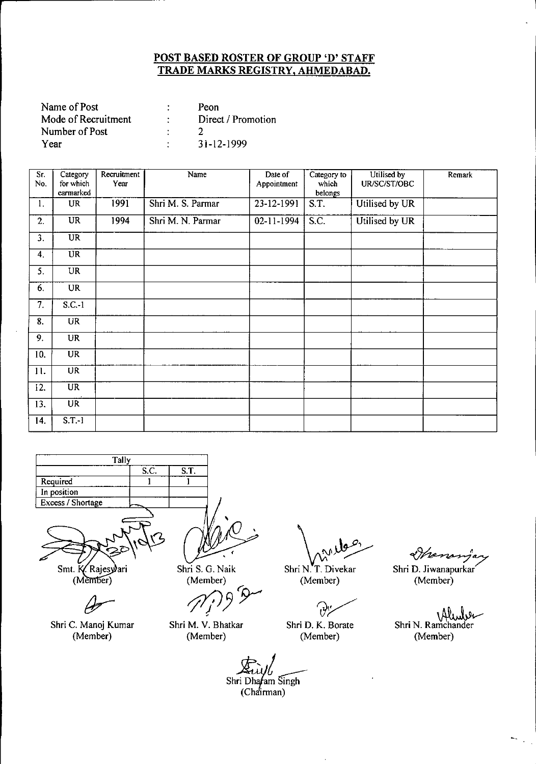**POST BASED ROSTER OF GROUP 'D' STAFF**
**TRADE MARKS REGISTRY, AHMEDABAD.**

| | | |
|---|---|---|
| Name of Post | : | Peon |
| Mode of Recruitment | : | Direct / Promotion |
| Number of Post | : | 2 |
| Year | : | 31-12-1999 |

| Sr. No. | Category for which earmarked | Recruitment Year | Name | Date of Appointment | Category to which belongs | Utilised by UR/SC/ST/OBC | Remark |
|---|---|---|---|---|---|---|---|
| 1. | UR | 1991 | Shri M. S. Parmar | 23-12-1991 | S.T. | Utilised by UR | |
| 2. | UR | 1994 | Shri M. N. Parmar | 02-11-1994 | S.C. | Utilised by UR | |
| 3. | UR | | | | | | |
| 4. | UR | | | | | | |
| 5. | UR | | | | | | |
| 6. | UR | | | | | | |
| 7. | S.C.-1 | | | | | | |
| 8. | UR | | | | | | |
| 9. | UR | | | | | | |
| 10. | UR | | | | | | |
| 11. | UR | | | | | | |
| 12. | UR | | | | | | |
| 13. | UR | | | | | | |
| 14. | S.T.-1 | | | | | | |

| Tally | | |
|---|---|---|
| | S.C. | S.T. |
| Required | 1 | 1 |
| In position | | |
| Excess / Shortage | | |

Smt. K. Rajeswari (Member) — Shri S. G. Naik (Member) — Shri N. T. Divekar (Member) — Shri D. Jiwanapurkar (Member)

Shri C. Manoj Kumar (Member) — Shri M. V. Bhatkar (Member) — Shri D. K. Borate (Member) — Shri N. Ramchander (Member)

Shri Dharam Singh (Chairman)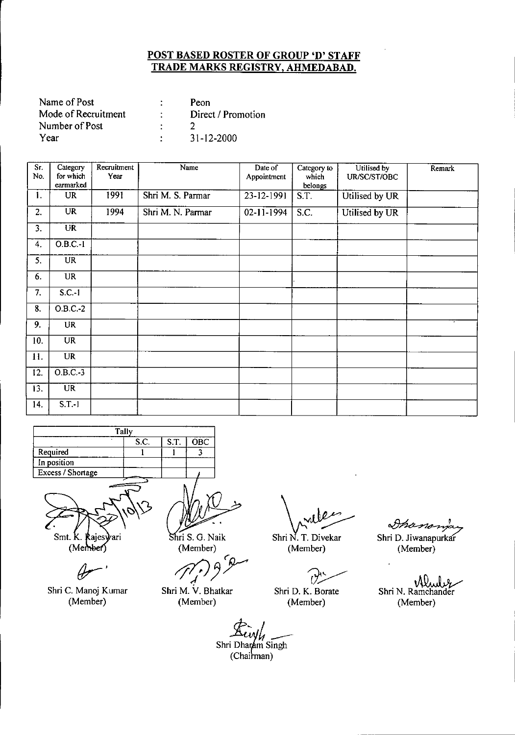# POST BASED ROSTER OF GROUP 'D' STAFF
# TRADE MARKS REGISTRY, AHMEDABAD.

| | | |
|---|---|---|
| Name of Post | : | Peon |
| Mode of Recruitment | : | Direct / Promotion |
| Number of Post | : | 2 |
| Year | : | 31-12-2000 |

| Sr. No. | Category for which earmarked | Recruitment Year | Name | Date of Appointment | Category to which belongs | Utilised by UR/SC/ST/OBC | Remark |
|---|---|---|---|---|---|---|---|
| 1. | UR | 1991 | Shri M. S. Parmar | 23-12-1991 | S.T. | Utilised by UR | |
| 2. | UR | 1994 | Shri M. N. Parmar | 02-11-1994 | S.C. | Utilised by UR | |
| 3. | UR | | | | | | |
| 4. | O.B.C.-1 | | | | | | |
| 5. | UR | | | | | | |
| 6. | UR | | | | | | |
| 7. | S.C.-1 | | | | | | |
| 8. | O.B.C.-2 | | | | | | |
| 9. | UR | | | | | | |
| 10. | UR | | | | | | |
| 11. | UR | | | | | | |
| 12. | O.B.C.-3 | | | | | | |
| 13. | UR | | | | | | |
| 14. | S.T.-1 | | | | | | |

| Tally | | | |
|---|---|---|---|
| | S.C. | S.T. | OBC |
| Required | 1 | 1 | 3 |
| In position | | | |
| Excess / Shortage | | | |

Smt. K. Rajeswari (Member) | Shri S. G. Naik (Member) | Shri N. T. Divekar (Member) | Shri D. Jiwanapurkar (Member)

Shri C. Manoj Kumar (Member) | Shri M. V. Bhatkar (Member) | Shri D. K. Borate (Member) | Shri N. Ramchander (Member)

Shri Dharam Singh (Chairman)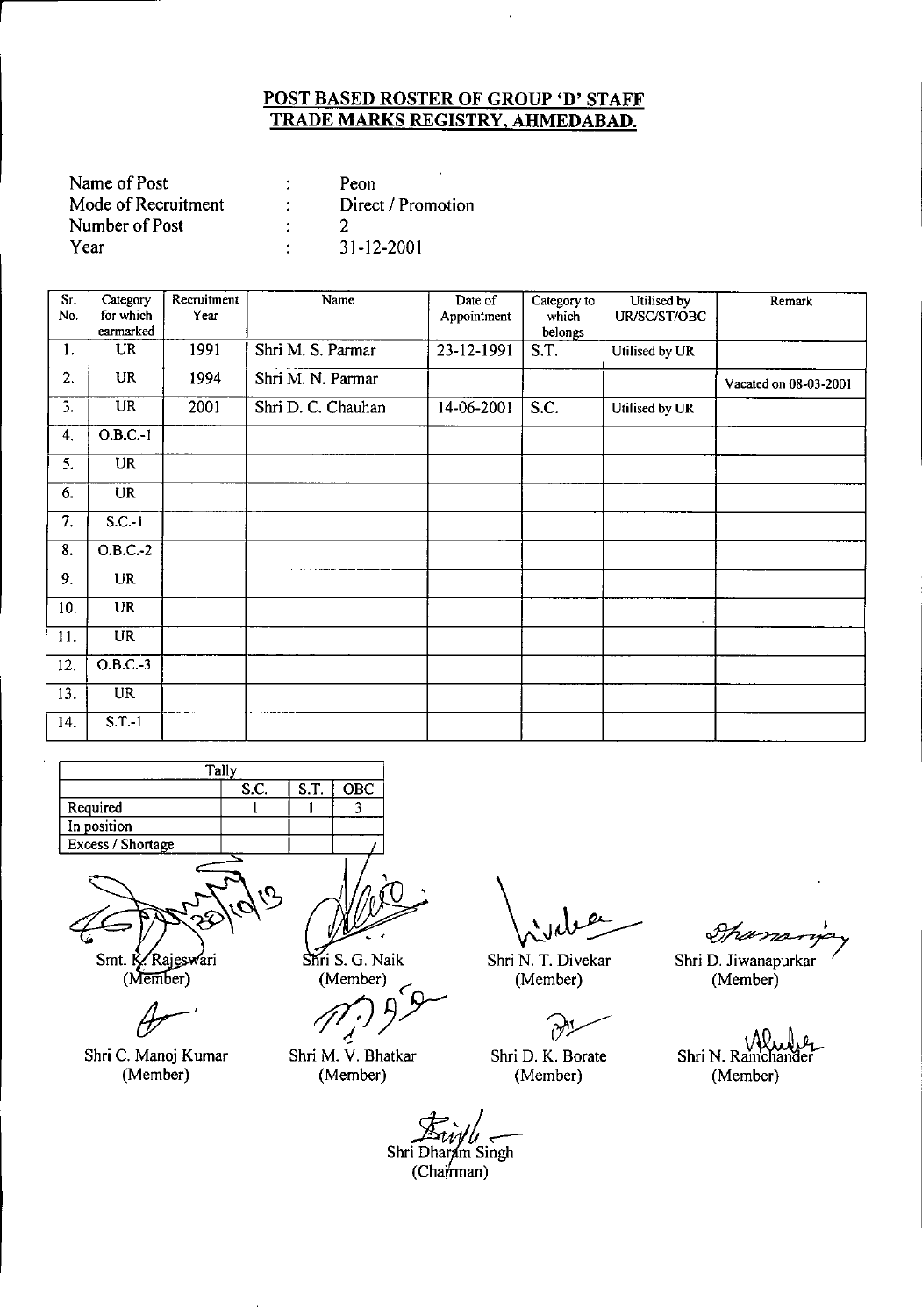## POST BASED ROSTER OF GROUP 'D' STAFF
## TRADE MARKS REGISTRY, AHMEDABAD.

| | | |
|---|---|---|
| Name of Post | : | Peon |
| Mode of Recruitment | : | Direct / Promotion |
| Number of Post | : | 2 |
| Year | : | 31-12-2001 |

| Sr. No. | Category for which earmarked | Recruitment Year | Name | Date of Appointment | Category to which belongs | Utilised by UR/SC/ST/OBC | Remark |
|---|---|---|---|---|---|---|---|
| 1. | UR | 1991 | Shri M. S. Parmar | 23-12-1991 | S.T. | Utilised by UR | |
| 2. | UR | 1994 | Shri M. N. Parmar | | | | Vacated on 08-03-2001 |
| 3. | UR | 2001 | Shri D. C. Chauhan | 14-06-2001 | S.C. | Utilised by UR | |
| 4. | O.B.C.-1 | | | | | | |
| 5. | UR | | | | | | |
| 6. | UR | | | | | | |
| 7. | S.C.-1 | | | | | | |
| 8. | O.B.C.-2 | | | | | | |
| 9. | UR | | | | | | |
| 10. | UR | | | | | | |
| 11. | UR | | | | | | |
| 12. | O.B.C.-3 | | | | | | |
| 13. | UR | | | | | | |
| 14. | S.T.-1 | | | | | | |

| Tally | S.C. | S.T. | OBC |
|---|---|---|---|
| Required | 1 | 1 | 3 |
| In position | | | |
| Excess / Shortage | | | |

Smt. K. Rajeswari (Member) | Shri S. G. Naik (Member) | Shri N. T. Divekar (Member) | Shri D. Jiwanapurkar (Member)

Shri C. Manoj Kumar (Member) | Shri M. V. Bhatkar (Member) | Shri D. K. Borate (Member) | Shri N. Ramchander (Member)

Shri Dharam Singh (Chairman)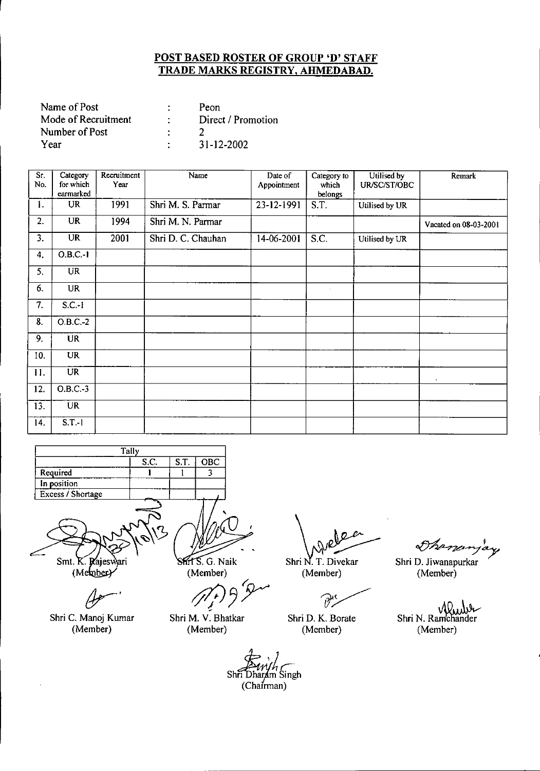## POST BASED ROSTER OF GROUP 'D' STAFF
## TRADE MARKS REGISTRY, AHMEDABAD.

| | | |
|---|---|---|
| Name of Post | : | Peon |
| Mode of Recruitment | : | Direct / Promotion |
| Number of Post | : | 2 |
| Year | : | 31-12-2002 |

| Sr. No. | Category for which earmarked | Recruitment Year | Name | Date of Appointment | Category to which belongs | Utilised by UR/SC/ST/OBC | Remark |
|---|---|---|---|---|---|---|---|
| 1. | UR | 1991 | Shri M. S. Parmar | 23-12-1991 | S.T. | Utilised by UR | |
| 2. | UR | 1994 | Shri M. N. Parmar | | | | Vacated on 08-03-2001 |
| 3. | UR | 2001 | Shri D. C. Chauhan | 14-06-2001 | S.C. | Utilised by UR | |
| 4. | O.B.C.-1 | | | | | | |
| 5. | UR | | | | | | |
| 6. | UR | | | | | | |
| 7. | S.C.-1 | | | | | | |
| 8. | O.B.C.-2 | | | | | | |
| 9. | UR | | | | | | |
| 10. | UR | | | | | | |
| 11. | UR | | | | | | |
| 12. | O.B.C.-3 | | | | | | |
| 13. | UR | | | | | | |
| 14. | S.T.-1 | | | | | | |

| Tally | S.C. | S.T. | OBC |
|---|---|---|---|
| Required | 1 | 1 | 3 |
| In position | | | |
| Excess / Shortage | | | |

Smt. K. Rajeswari (Member) | Shri S. G. Naik (Member) | Shri N. T. Divekar (Member) | Shri D. Jiwanapurkar (Member)

Shri C. Manoj Kumar (Member) | Shri M. V. Bhatkar (Member) | Shri D. K. Borate (Member) | Shri N. Ramchander (Member)

Shri Dharam Singh (Chairman)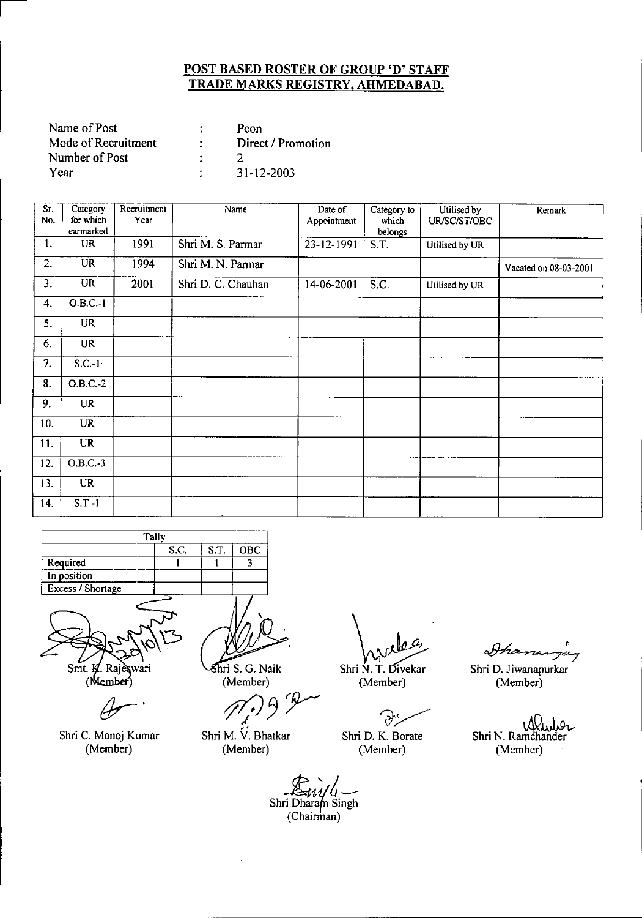## POST BASED ROSTER OF GROUP 'D' STAFF
## TRADE MARKS REGISTRY, AHMEDABAD.

| | | |
|---|---|---|
| Name of Post | : | Peon |
| Mode of Recruitment | : | Direct / Promotion |
| Number of Post | : | 2 |
| Year | : | 31-12-2003 |

| Sr. No. | Category for which earmarked | Recruitment Year | Name | Date of Appointment | Category to which belongs | Utilised by UR/SC/ST/OBC | Remark |
|---|---|---|---|---|---|---|---|
| 1. | UR | 1991 | Shri M. S. Parmar | 23-12-1991 | S.T. | Utilised by UR | |
| 2. | UR | 1994 | Shri M. N. Parmar | | | | Vacated on 08-03-2001 |
| 3. | UR | 2001 | Shri D. C. Chauhan | 14-06-2001 | S.C. | Utilised by UR | |
| 4. | O.B.C.-1 | | | | | | |
| 5. | UR | | | | | | |
| 6. | UR | | | | | | |
| 7. | S.C.-1 | | | | | | |
| 8. | O.B.C.-2 | | | | | | |
| 9. | UR | | | | | | |
| 10. | UR | | | | | | |
| 11. | UR | | | | | | |
| 12. | O.B.C.-3 | | | | | | |
| 13. | UR | | | | | | |
| 14. | S.T.-1 | | | | | | |

| Tally | S.C. | S.T. | OBC |
|---|---|---|---|
| Required | 1 | 1 | 3 |
| In position | | | |
| Excess / Shortage | | | |

Smt. K. Rajeswari (Member)

Shri S. G. Naik (Member)

Shri N. T. Divekar (Member)

Shri D. Jiwanapurkar (Member)

Shri C. Manoj Kumar (Member)

Shri M. V. Bhatkar (Member)

Shri D. K. Borate (Member)

Shri N. Ramchander (Member)

Shri Dharam Singh (Chairman)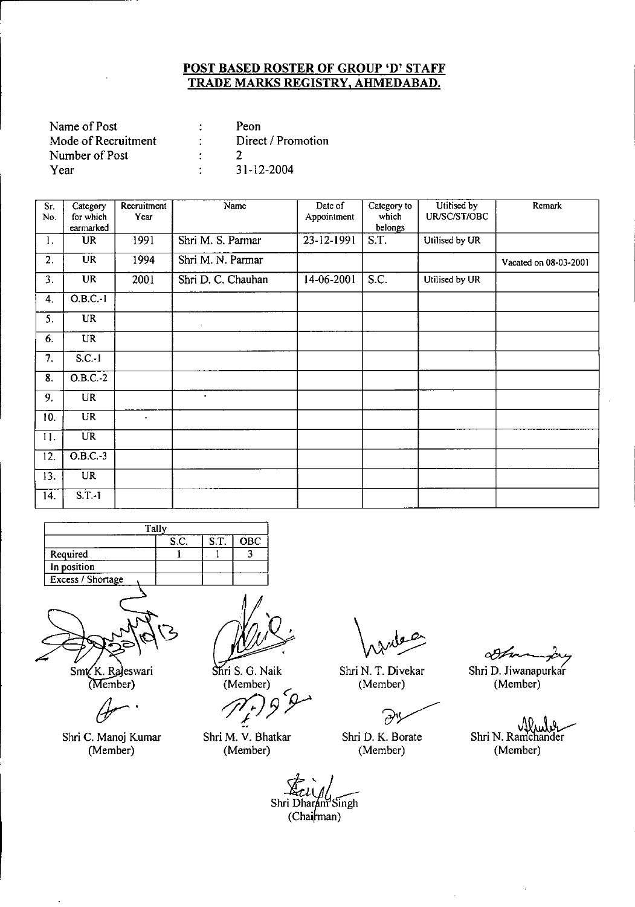**POST BASED ROSTER OF GROUP 'D' STAFF**
**TRADE MARKS REGISTRY, AHMEDABAD.**

| | | |
|---|---|---|
| Name of Post | : | Peon |
| Mode of Recruitment | : | Direct / Promotion |
| Number of Post | : | 2 |
| Year | : | 31-12-2004 |

| Sr. No. | Category for which earmarked | Recruitment Year | Name | Date of Appointment | Category to which belongs | Utilised by UR/SC/ST/OBC | Remark |
|---|---|---|---|---|---|---|---|
| 1. | UR | 1991 | Shri M. S. Parmar | 23-12-1991 | S.T. | Utilised by UR | |
| 2. | UR | 1994 | Shri M. N. Parmar | | | | Vacated on 08-03-2001 |
| 3. | UR | 2001 | Shri D. C. Chauhan | 14-06-2001 | S.C. | Utilised by UR | |
| 4. | O.B.C.-1 | | | | | | |
| 5. | UR | | | | | | |
| 6. | UR | | | | | | |
| 7. | S.C.-1 | | | | | | |
| 8. | O.B.C.-2 | | | | | | |
| 9. | UR | | | | | | |
| 10. | UR | | | | | | |
| 11. | UR | | | | | | |
| 12. | O.B.C.-3 | | | | | | |
| 13. | UR | | | | | | |
| 14. | S.T.-1 | | | | | | |

| Tally | | | |
|---|---|---|---|
| | S.C. | S.T. | OBC |
| Required | 1 | 1 | 3 |
| In position | | | |
| Excess / Shortage | | | |

Smt K. Rajeswari (Member) | Shri S. G. Naik (Member) | Shri N. T. Divekar (Member) | Shri D. Jiwanapurkar (Member)

Shri C. Manoj Kumar (Member) | Shri M. V. Bhatkar (Member) | Shri D. K. Borate (Member) | Shri N. Ramchander (Member)

Shri Dharam Singh (Chairman)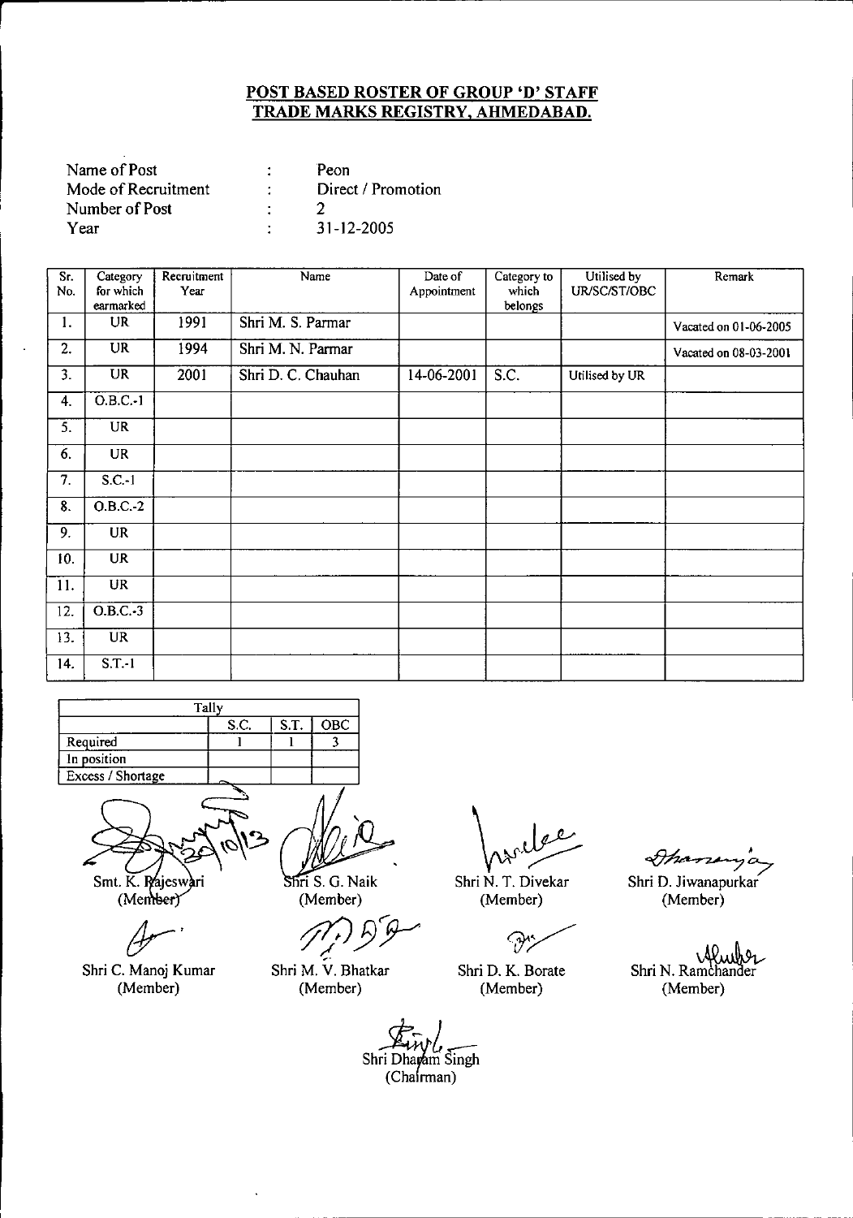## POST BASED ROSTER OF GROUP 'D' STAFF
## TRADE MARKS REGISTRY, AHMEDABAD.

| | | |
|---|---|---|
| Name of Post | : | Peon |
| Mode of Recruitment | : | Direct / Promotion |
| Number of Post | : | 2 |
| Year | : | 31-12-2005 |

| Sr. No. | Category for which earmarked | Recruitment Year | Name | Date of Appointment | Category to which belongs | Utilised by UR/SC/ST/OBC | Remark |
|---|---|---|---|---|---|---|---|
| 1. | UR | 1991 | Shri M. S. Parmar | | | | Vacated on 01-06-2005 |
| 2. | UR | 1994 | Shri M. N. Parmar | | | | Vacated on 08-03-2001 |
| 3. | UR | 2001 | Shri D. C. Chauhan | 14-06-2001 | S.C. | Utilised by UR | |
| 4. | O.B.C.-1 | | | | | | |
| 5. | UR | | | | | | |
| 6. | UR | | | | | | |
| 7. | S.C.-1 | | | | | | |
| 8. | O.B.C.-2 | | | | | | |
| 9. | UR | | | | | | |
| 10. | UR | | | | | | |
| 11. | UR | | | | | | |
| 12. | O.B.C.-3 | | | | | | |
| 13. | UR | | | | | | |
| 14. | S.T.-1 | | | | | | |

| Tally | S.C. | S.T. | OBC |
|---|---|---|---|
| Required | 1 | 1 | 3 |
| In position | | | |
| Excess / Shortage | | | |

Smt. K. Rajeswari (Member)

Shri S. G. Naik (Member)

Shri N. T. Divekar (Member)

Shri D. Jiwanapurkar (Member)

Shri C. Manoj Kumar (Member)

Shri M. V. Bhatkar (Member)

Shri D. K. Borate (Member)

Shri N. Ramchander (Member)

Shri Dharam Singh (Chairman)